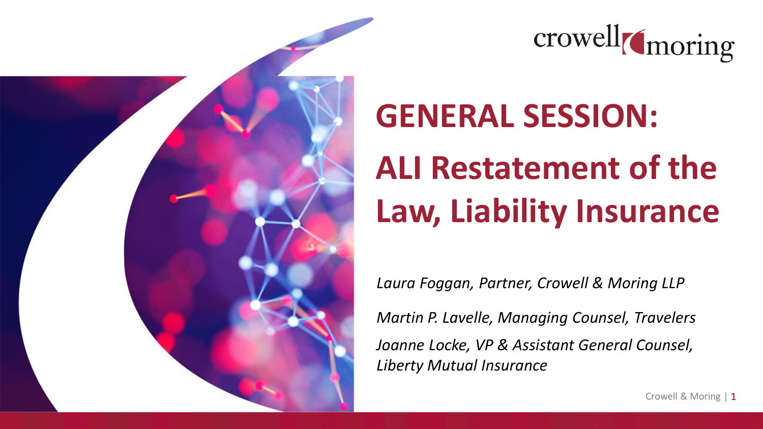crowell moring

# GENERAL SESSION:

# ALI Restatement of the Law, Liability Insurance

*Laura Foggan, Partner, Crowell & Moring LLP*

*Martin P. Lavelle, Managing Counsel, Travelers*

*Joanne Locke, VP & Assistant General Counsel, Liberty Mutual Insurance*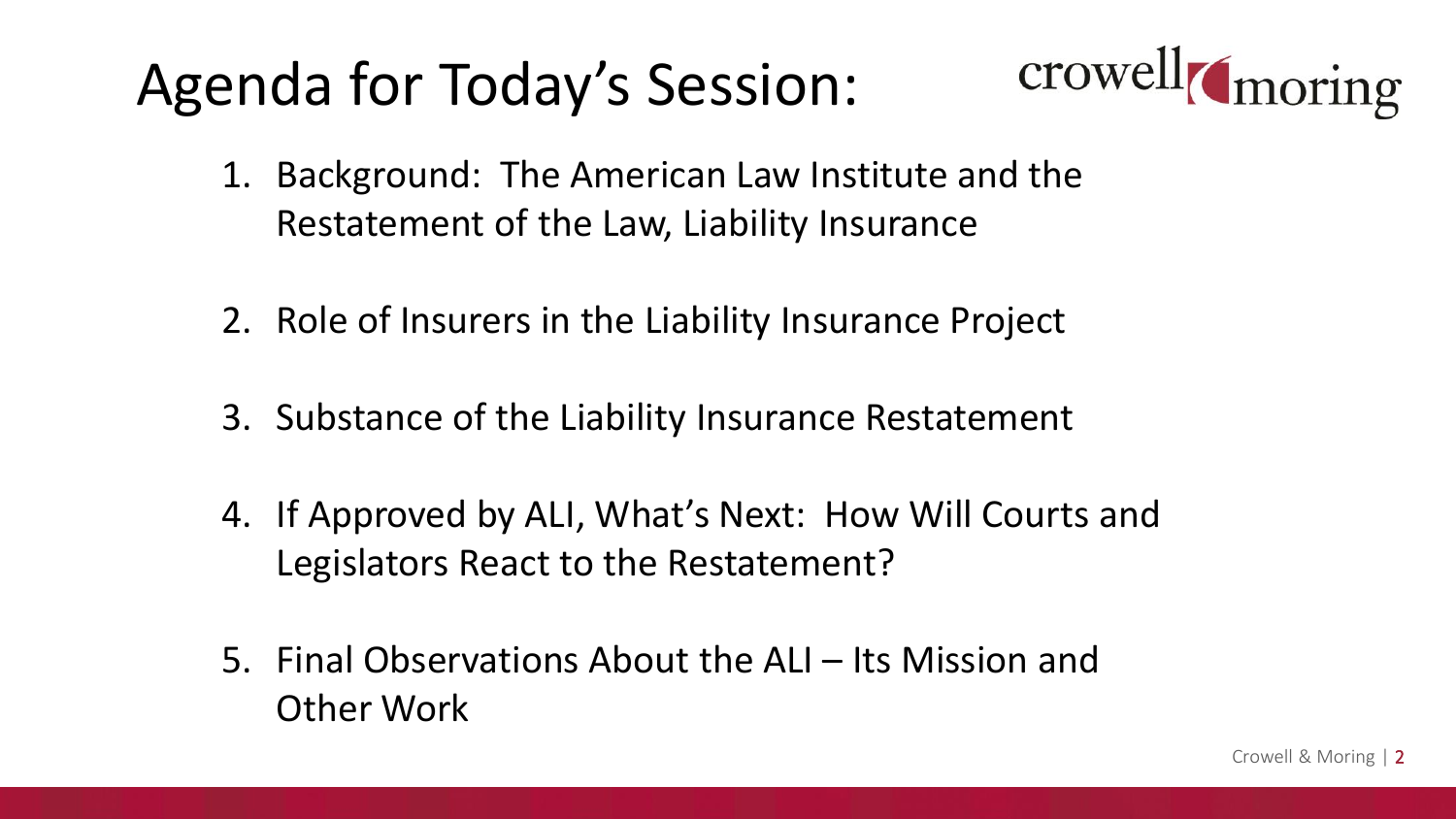# Agenda for Today's Session:

1. Background: The American Law Institute and the Restatement of the Law, Liability Insurance
2. Role of Insurers in the Liability Insurance Project
3. Substance of the Liability Insurance Restatement
4. If Approved by ALI, What's Next: How Will Courts and Legislators React to the Restatement?
5. Final Observations About the ALI – Its Mission and Other Work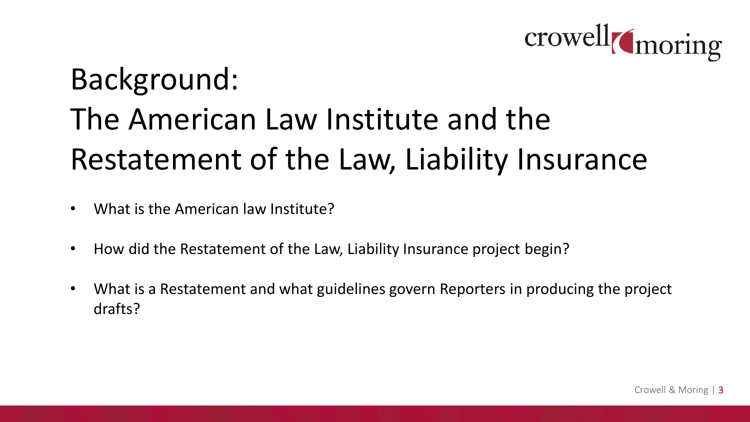# Background: The American Law Institute and the Restatement of the Law, Liability Insurance

- What is the American law Institute?
- How did the Restatement of the Law, Liability Insurance project begin?
- What is a Restatement and what guidelines govern Reporters in producing the project drafts?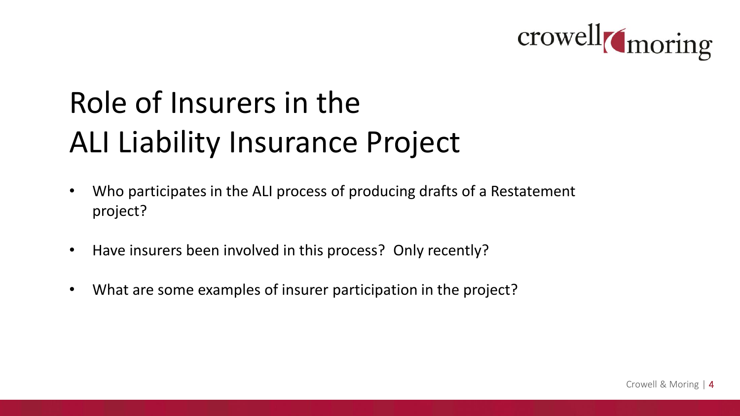# Role of Insurers in the ALI Liability Insurance Project

- Who participates in the ALI process of producing drafts of a Restatement project?
- Have insurers been involved in this process? Only recently?
- What are some examples of insurer participation in the project?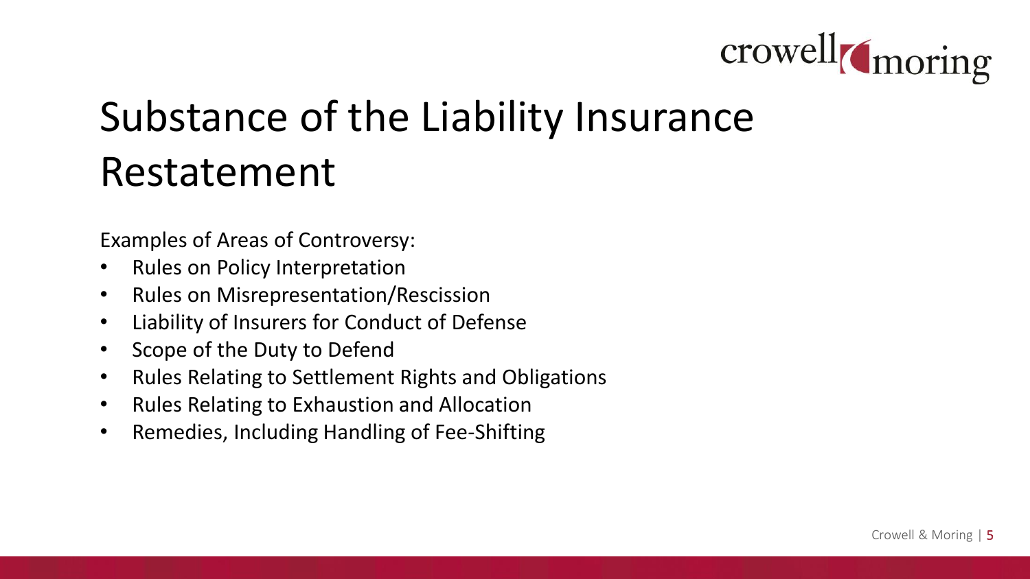# Substance of the Liability Insurance Restatement

Examples of Areas of Controversy:

- Rules on Policy Interpretation
- Rules on Misrepresentation/Rescission
- Liability of Insurers for Conduct of Defense
- Scope of the Duty to Defend
- Rules Relating to Settlement Rights and Obligations
- Rules Relating to Exhaustion and Allocation
- Remedies, Including Handling of Fee-Shifting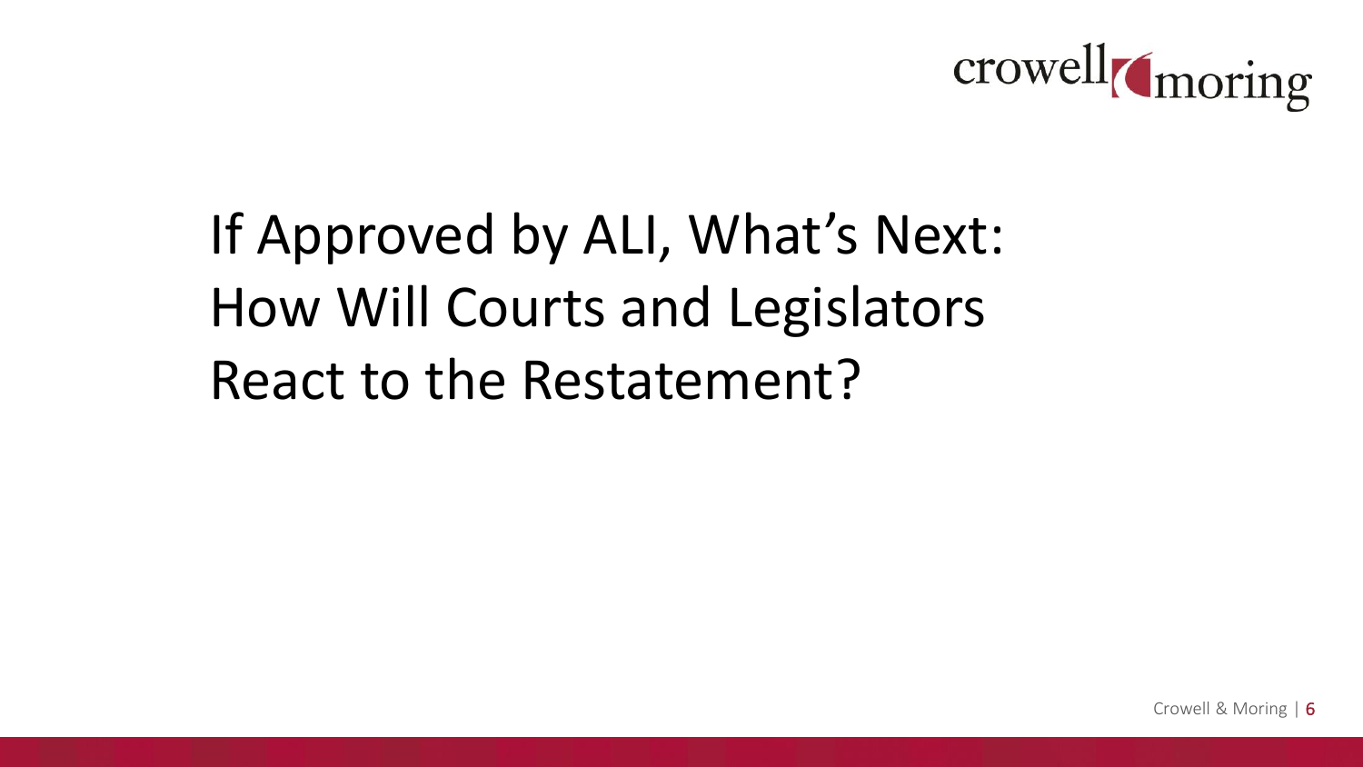# If Approved by ALI, What's Next: How Will Courts and Legislators React to the Restatement?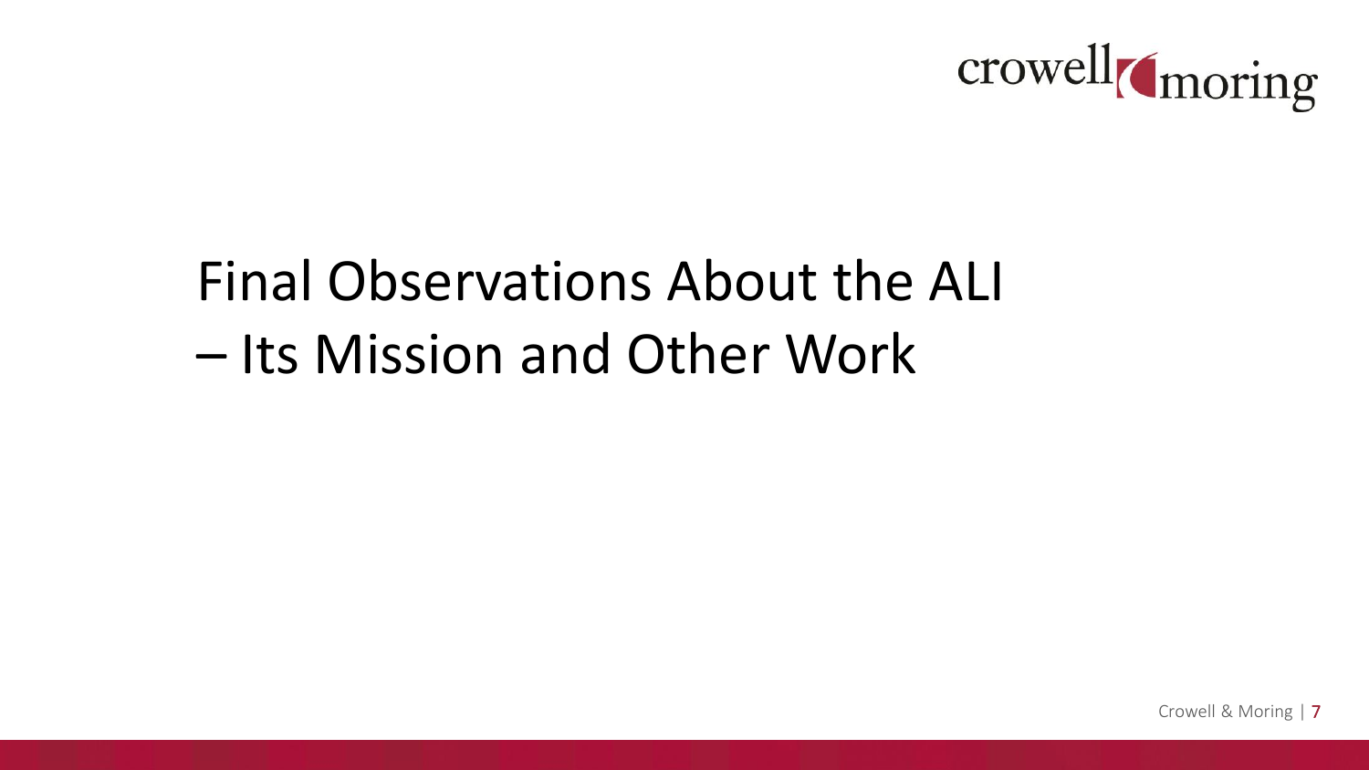# Final Observations About the ALI – Its Mission and Other Work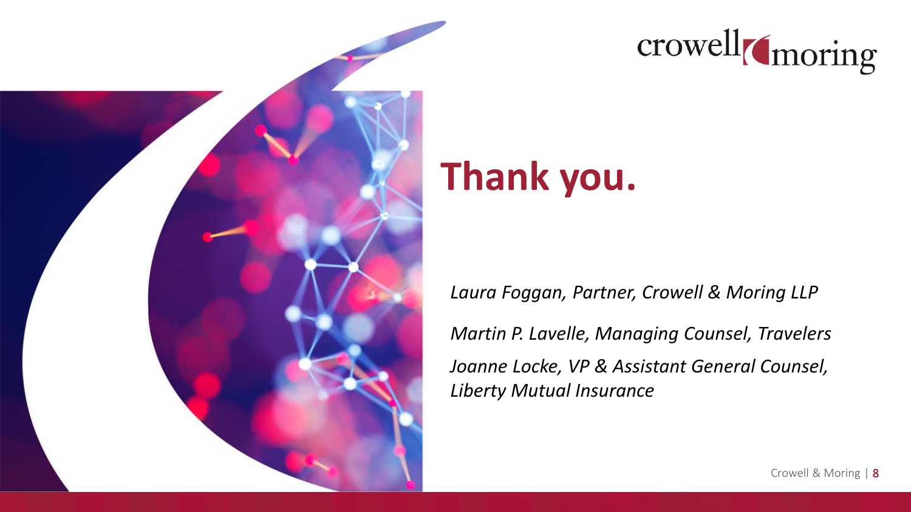# Thank you.

*Laura Foggan, Partner, Crowell & Moring LLP*

*Martin P. Lavelle, Managing Counsel, Travelers*

*Joanne Locke, VP & Assistant General Counsel, Liberty Mutual Insurance*